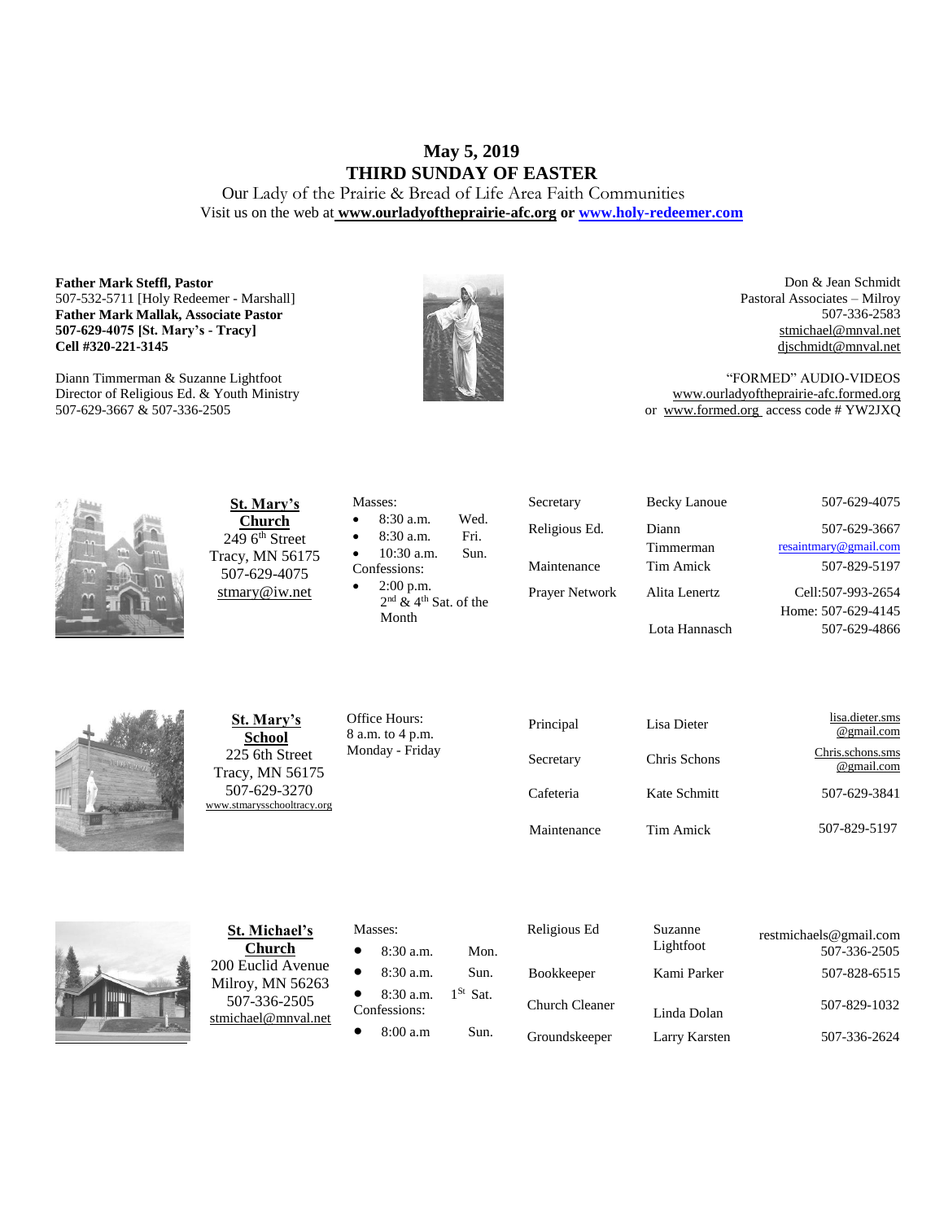# May 5, 2019
# THIRD SUNDAY OF EASTER

Our Lady of the Prairie & Bread of Life Area Faith Communities

Visit us on the web at **www.ourladyoftheprairie-afc.org** or **www.holy-redeemer.com**

**Father Mark Steffl, Pastor**
507-532-5711 [Holy Redeemer - Marshall]
**Father Mark Mallak, Associate Pastor**
**507-629-4075 [St. Mary's - Tracy]**
**Cell #320-221-3145**

Diann Timmerman & Suzanne Lightfoot
Director of Religious Ed. & Youth Ministry
507-629-3667 & 507-336-2505

Don & Jean Schmidt
Pastoral Associates – Milroy
507-336-2583
stmichael@mnval.net
djschmidt@mnval.net

"FORMED" AUDIO-VIDEOS
www.ourladyoftheprairie-afc.formed.org
or www.formed.org access code # YW2JXQ

## St. Mary's Church

249 6th Street
Tracy, MN 56175
507-629-4075
stmary@iw.net

Masses:
- 8:30 a.m. Wed.
- 8:30 a.m. Fri.
- 10:30 a.m. Sun.

Confessions:
- 2:00 p.m. 2nd & 4th Sat. of the Month

| | | |
|---|---|---|
| Secretary | Becky Lanoue | 507-629-4075 |
| Religious Ed. | Diann Timmerman | 507-629-3667 resaintmary@gmail.com |
| Maintenance | Tim Amick | 507-829-5197 |
| Prayer Network | Alita Lenertz | Cell:507-993-2654 Home: 507-629-4145 |
| | Lota Hannasch | 507-629-4866 |

## St. Mary's School

225 6th Street
Tracy, MN 56175
507-629-3270
www.stmarysschooltracy.org

Office Hours:
8 a.m. to 4 p.m.
Monday - Friday

| | | |
|---|---|---|
| Principal | Lisa Dieter | lisa.dieter.sms@gmail.com |
| Secretary | Chris Schons | Chris.schons.sms@gmail.com |
| Cafeteria | Kate Schmitt | 507-629-3841 |
| Maintenance | Tim Amick | 507-829-5197 |

## St. Michael's Church

200 Euclid Avenue
Milroy, MN 56263
507-336-2505
stmichael@mnval.net

Masses:
- 8:30 a.m. Mon.
- 8:30 a.m. Sun.
- 8:30 a.m. 1St Sat.

Confessions:
- 8:00 a.m Sun.

| | | |
|---|---|---|
| Religious Ed | Suzanne Lightfoot | restmichaels@gmail.com 507-336-2505 |
| Bookkeeper | Kami Parker | 507-828-6515 |
| Church Cleaner | Linda Dolan | 507-829-1032 |
| Groundskeeper | Larry Karsten | 507-336-2624 |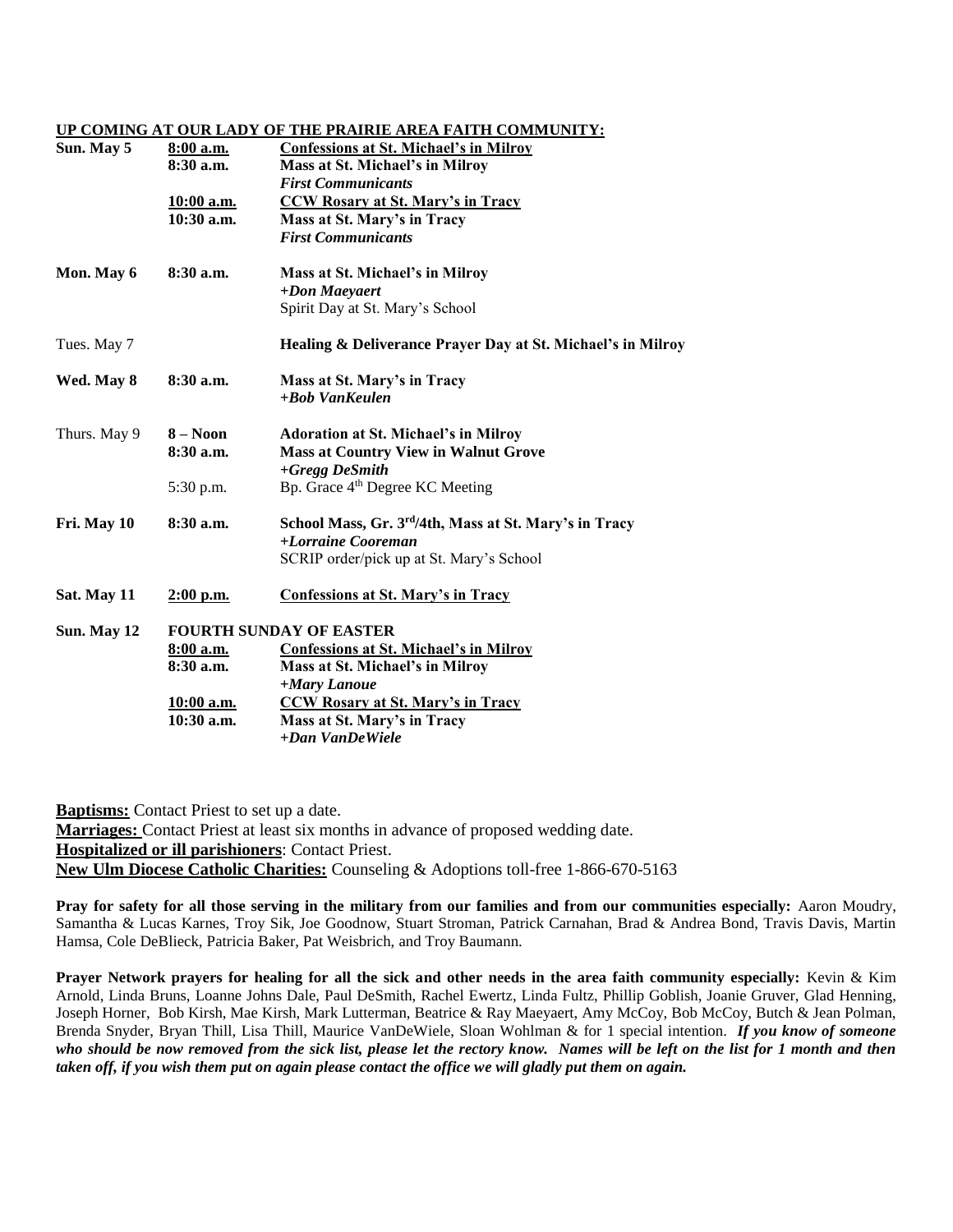**UP COMING AT OUR LADY OF THE PRAIRIE AREA FAITH COMMUNITY:**

| | | |
|---|---|---|
| **Sun. May 5** | **8:00 a.m.** | **Confessions at St. Michael's in Milroy** |
| | **8:30 a.m.** | **Mass at St. Michael's in Milroy** |
| | | ***First Communicants*** |
| | **10:00 a.m.** | **CCW Rosary at St. Mary's in Tracy** |
| | **10:30 a.m.** | **Mass at St. Mary's in Tracy** |
| | | ***First Communicants*** |
| **Mon. May 6** | **8:30 a.m.** | **Mass at St. Michael's in Milroy** |
| | | ***+Don Maeyaert*** |
| | | Spirit Day at St. Mary's School |
| Tues. May 7 | | **Healing & Deliverance Prayer Day at St. Michael's in Milroy** |
| **Wed. May 8** | **8:30 a.m.** | **Mass at St. Mary's in Tracy** |
| | | ***+Bob VanKeulen*** |
| Thurs. May 9 | **8 – Noon** | **Adoration at St. Michael's in Milroy** |
| | **8:30 a.m.** | **Mass at Country View in Walnut Grove** |
| | | ***+Gregg DeSmith*** |
| | 5:30 p.m. | Bp. Grace 4th Degree KC Meeting |
| **Fri. May 10** | **8:30 a.m.** | **School Mass, Gr. 3rd/4th, Mass at St. Mary's in Tracy** |
| | | ***+Lorraine Cooreman*** |
| | | SCRIP order/pick up at St. Mary's School |
| **Sat. May 11** | **2:00 p.m.** | **Confessions at St. Mary's in Tracy** |
| **Sun. May 12** | **FOURTH SUNDAY OF EASTER** | |
| | **8:00 a.m.** | **Confessions at St. Michael's in Milroy** |
| | **8:30 a.m.** | **Mass at St. Michael's in Milroy** |
| | | ***+Mary Lanoue*** |
| | **10:00 a.m.** | **CCW Rosary at St. Mary's in Tracy** |
| | **10:30 a.m.** | **Mass at St. Mary's in Tracy** |
| | | ***+Dan VanDeWiele*** |

**Baptisms:** Contact Priest to set up a date.
**Marriages:** Contact Priest at least six months in advance of proposed wedding date.
**Hospitalized or ill parishioners**: Contact Priest.
**New Ulm Diocese Catholic Charities:** Counseling & Adoptions toll-free 1-866-670-5163

**Pray for safety for all those serving in the military from our families and from our communities especially:** Aaron Moudry, Samantha & Lucas Karnes, Troy Sik, Joe Goodnow, Stuart Stroman, Patrick Carnahan, Brad & Andrea Bond, Travis Davis, Martin Hamsa, Cole DeBlieck, Patricia Baker, Pat Weisbrich, and Troy Baumann.

**Prayer Network prayers for healing for all the sick and other needs in the area faith community especially:** Kevin & Kim Arnold, Linda Bruns, Loanne Johns Dale, Paul DeSmith, Rachel Ewertz, Linda Fultz, Phillip Goblish, Joanie Gruver, Glad Henning, Joseph Horner, Bob Kirsh, Mae Kirsh, Mark Lutterman, Beatrice & Ray Maeyaert, Amy McCoy, Bob McCoy, Butch & Jean Polman, Brenda Snyder, Bryan Thill, Lisa Thill, Maurice VanDeWiele, Sloan Wohlman & for 1 special intention. ***If you know of someone who should be now removed from the sick list, please let the rectory know. Names will be left on the list for 1 month and then taken off, if you wish them put on again please contact the office we will gladly put them on again.***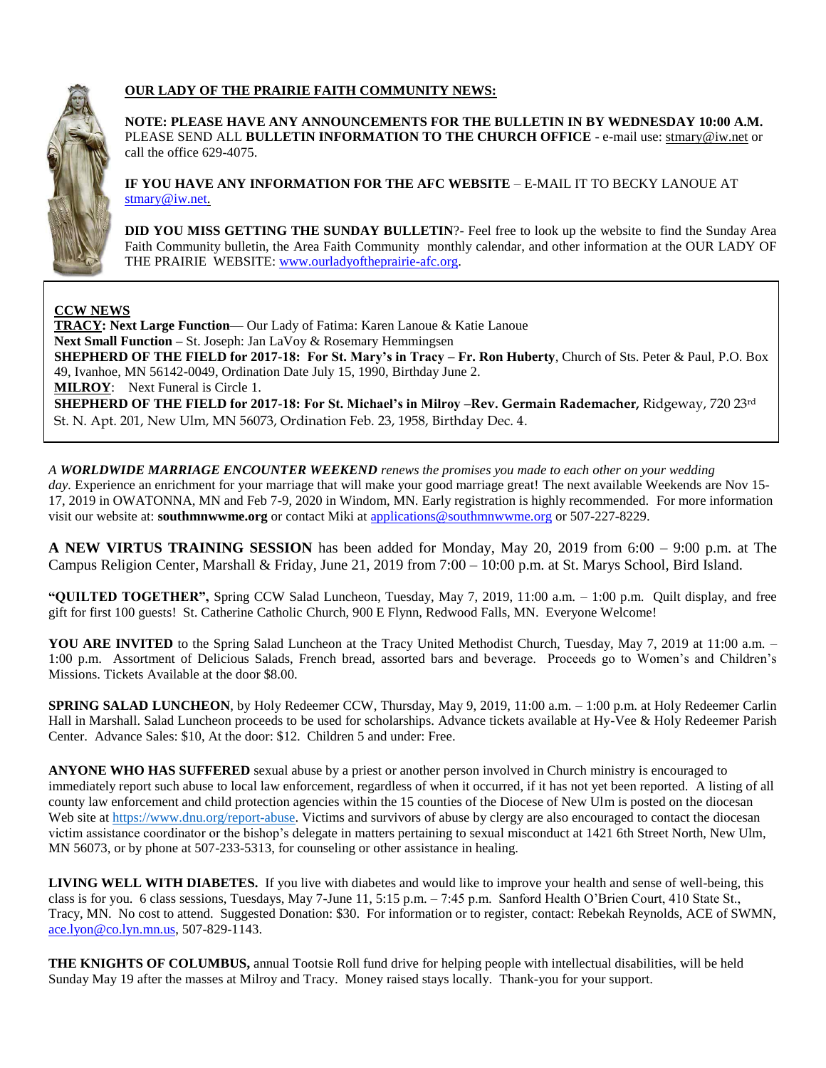**OUR LADY OF THE PRAIRIE FAITH COMMUNITY NEWS:**

**NOTE: PLEASE HAVE ANY ANNOUNCEMENTS FOR THE BULLETIN IN BY WEDNESDAY 10:00 A.M.** PLEASE SEND ALL **BULLETIN INFORMATION TO THE CHURCH OFFICE** - e-mail use: stmary@iw.net or call the office 629-4075.

**IF YOU HAVE ANY INFORMATION FOR THE AFC WEBSITE** – E-MAIL IT TO BECKY LANOUE AT stmary@iw.net.

**DID YOU MISS GETTING THE SUNDAY BULLETIN**?- Feel free to look up the website to find the Sunday Area Faith Community bulletin, the Area Faith Community monthly calendar, and other information at the OUR LADY OF THE PRAIRIE WEBSITE: www.ourladyoftheprairie-afc.org.

**CCW NEWS**

**TRACY: Next Large Function**— Our Lady of Fatima: Karen Lanoue & Katie Lanoue

**Next Small Function –** St. Joseph: Jan LaVoy & Rosemary Hemmingsen

**SHEPHERD OF THE FIELD for 2017-18: For St. Mary's in Tracy – Fr. Ron Huberty**, Church of Sts. Peter & Paul, P.O. Box 49, Ivanhoe, MN 56142-0049, Ordination Date July 15, 1990, Birthday June 2.

**MILROY**: Next Funeral is Circle 1.

**SHEPHERD OF THE FIELD for 2017-18: For St. Michael's in Milroy –Rev. Germain Rademacher,** Ridgeway, 720 23rd St. N. Apt. 201, New Ulm, MN 56073, Ordination Feb. 23, 1958, Birthday Dec. 4.

*A **WORLDWIDE MARRIAGE ENCOUNTER WEEKEND** renews the promises you made to each other on your wedding day.* Experience an enrichment for your marriage that will make your good marriage great! The next available Weekends are Nov 15-17, 2019 in OWATONNA, MN and Feb 7-9, 2020 in Windom, MN. Early registration is highly recommended. For more information visit our website at: **southmnwwme.org** or contact Miki at applications@southmnwwme.org or 507-227-8229.

**A NEW VIRTUS TRAINING SESSION** has been added for Monday, May 20, 2019 from 6:00 – 9:00 p.m. at The Campus Religion Center, Marshall & Friday, June 21, 2019 from 7:00 – 10:00 p.m. at St. Marys School, Bird Island.

**"QUILTED TOGETHER",** Spring CCW Salad Luncheon, Tuesday, May 7, 2019, 11:00 a.m. – 1:00 p.m. Quilt display, and free gift for first 100 guests! St. Catherine Catholic Church, 900 E Flynn, Redwood Falls, MN. Everyone Welcome!

**YOU ARE INVITED** to the Spring Salad Luncheon at the Tracy United Methodist Church, Tuesday, May 7, 2019 at 11:00 a.m. – 1:00 p.m. Assortment of Delicious Salads, French bread, assorted bars and beverage. Proceeds go to Women's and Children's Missions. Tickets Available at the door $8.00.

**SPRING SALAD LUNCHEON**, by Holy Redeemer CCW, Thursday, May 9, 2019, 11:00 a.m. – 1:00 p.m. at Holy Redeemer Carlin Hall in Marshall. Salad Luncheon proceeds to be used for scholarships. Advance tickets available at Hy-Vee & Holy Redeemer Parish Center. Advance Sales: $10, At the door: $12. Children 5 and under: Free.

**ANYONE WHO HAS SUFFERED** sexual abuse by a priest or another person involved in Church ministry is encouraged to immediately report such abuse to local law enforcement, regardless of when it occurred, if it has not yet been reported. A listing of all county law enforcement and child protection agencies within the 15 counties of the Diocese of New Ulm is posted on the diocesan Web site at https://www.dnu.org/report-abuse. Victims and survivors of abuse by clergy are also encouraged to contact the diocesan victim assistance coordinator or the bishop's delegate in matters pertaining to sexual misconduct at 1421 6th Street North, New Ulm, MN 56073, or by phone at 507-233-5313, for counseling or other assistance in healing.

**LIVING WELL WITH DIABETES.** If you live with diabetes and would like to improve your health and sense of well-being, this class is for you. 6 class sessions, Tuesdays, May 7-June 11, 5:15 p.m. – 7:45 p.m. Sanford Health O'Brien Court, 410 State St., Tracy, MN. No cost to attend. Suggested Donation: $30. For information or to register, contact: Rebekah Reynolds, ACE of SWMN, ace.lyon@co.lyn.mn.us, 507-829-1143.

**THE KNIGHTS OF COLUMBUS,** annual Tootsie Roll fund drive for helping people with intellectual disabilities, will be held Sunday May 19 after the masses at Milroy and Tracy. Money raised stays locally. Thank-you for your support.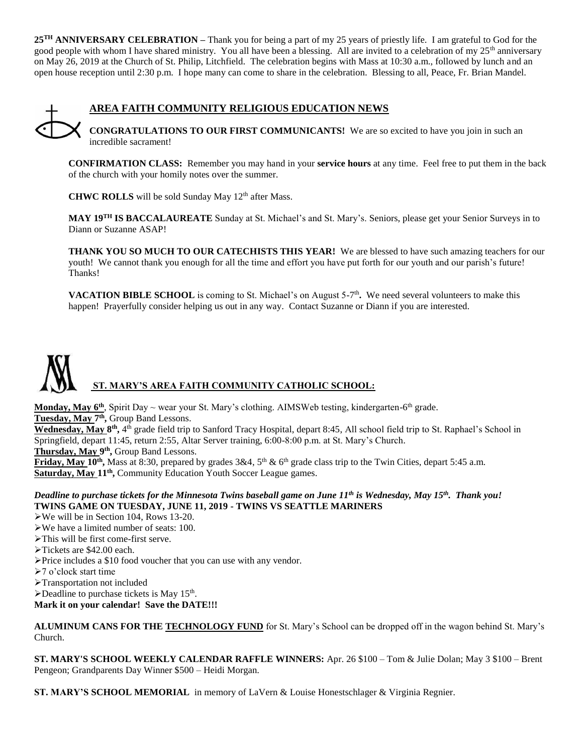**25TH ANNIVERSARY CELEBRATION –** Thank you for being a part of my 25 years of priestly life. I am grateful to God for the good people with whom I have shared ministry. You all have been a blessing. All are invited to a celebration of my 25th anniversary on May 26, 2019 at the Church of St. Philip, Litchfield. The celebration begins with Mass at 10:30 a.m., followed by lunch and an open house reception until 2:30 p.m. I hope many can come to share in the celebration. Blessing to all, Peace, Fr. Brian Mandel.

## AREA FAITH COMMUNITY RELIGIOUS EDUCATION NEWS

**CONGRATULATIONS TO OUR FIRST COMMUNICANTS!** We are so excited to have you join in such an incredible sacrament!

**CONFIRMATION CLASS:** Remember you may hand in your **service hours** at any time. Feel free to put them in the back of the church with your homily notes over the summer.

**CHWC ROLLS** will be sold Sunday May 12th after Mass.

**MAY 19TH IS BACCALAUREATE** Sunday at St. Michael's and St. Mary's. Seniors, please get your Senior Surveys in to Diann or Suzanne ASAP!

**THANK YOU SO MUCH TO OUR CATECHISTS THIS YEAR!** We are blessed to have such amazing teachers for our youth! We cannot thank you enough for all the time and effort you have put forth for our youth and our parish's future! Thanks!

**VACATION BIBLE SCHOOL** is coming to St. Michael's on August 5-7th**.** We need several volunteers to make this happen! Prayerfully consider helping us out in any way. Contact Suzanne or Diann if you are interested.

## ST. MARY'S AREA FAITH COMMUNITY CATHOLIC SCHOOL:

**Monday, May 6th**, Spirit Day ~ wear your St. Mary's clothing. AIMSWeb testing, kindergarten-6th grade.
**Tuesday, May 7th,** Group Band Lessons.
**Wednesday, May 8th,** 4th grade field trip to Sanford Tracy Hospital, depart 8:45, All school field trip to St. Raphael's School in Springfield, depart 11:45, return 2:55, Altar Server training, 6:00-8:00 p.m. at St. Mary's Church.
**Thursday, May 9th,** Group Band Lessons.
**Friday, May 10th,** Mass at 8:30, prepared by grades 3&4, 5th & 6th grade class trip to the Twin Cities, depart 5:45 a.m.
**Saturday, May 11th,** Community Education Youth Soccer League games.

***Deadline to purchase tickets for the Minnesota Twins baseball game on June 11th is Wednesday, May 15th. Thank you!***
**TWINS GAME ON TUESDAY, JUNE 11, 2019 - TWINS VS SEATTLE MARINERS**

- We will be in Section 104, Rows 13-20.
- We have a limited number of seats: 100.
- This will be first come-first serve.
- Tickets are $42.00 each.
- Price includes a $10 food voucher that you can use with any vendor.
- 7 o'clock start time
- Transportation not included
- Deadline to purchase tickets is May 15th.

**Mark it on your calendar! Save the DATE!!!**

**ALUMINUM CANS FOR THE TECHNOLOGY FUND** for St. Mary's School can be dropped off in the wagon behind St. Mary's Church.

**ST. MARY'S SCHOOL WEEKLY CALENDAR RAFFLE WINNERS:** Apr. 26 $100 – Tom & Julie Dolan; May 3 $100 – Brent Pengeon; Grandparents Day Winner $500 – Heidi Morgan.

**ST. MARY'S SCHOOL MEMORIAL** in memory of LaVern & Louise Honestschlager & Virginia Regnier.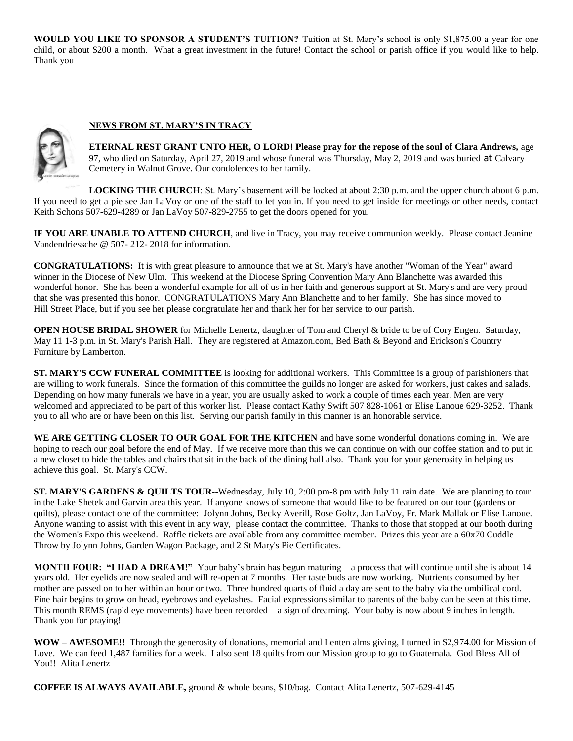**WOULD YOU LIKE TO SPONSOR A STUDENT'S TUITION?** Tuition at St. Mary's school is only $1,875.00 a year for one child, or about $200 a month. What a great investment in the future! Contact the school or parish office if you would like to help. Thank you

**NEWS FROM ST. MARY'S IN TRACY**

**ETERNAL REST GRANT UNTO HER, O LORD! Please pray for the repose of the soul of Clara Andrews,** age 97, who died on Saturday, April 27, 2019 and whose funeral was Thursday, May 2, 2019 and was buried at Calvary Cemetery in Walnut Grove. Our condolences to her family.

**LOCKING THE CHURCH**: St. Mary's basement will be locked at about 2:30 p.m. and the upper church about 6 p.m. If you need to get a pie see Jan LaVoy or one of the staff to let you in. If you need to get inside for meetings or other needs, contact Keith Schons 507-629-4289 or Jan LaVoy 507-829-2755 to get the doors opened for you.

**IF YOU ARE UNABLE TO ATTEND CHURCH**, and live in Tracy, you may receive communion weekly. Please contact Jeanine Vandendriessche @ 507- 212- 2018 for information.

**CONGRATULATIONS:** It is with great pleasure to announce that we at St. Mary's have another "Woman of the Year" award winner in the Diocese of New Ulm. This weekend at the Diocese Spring Convention Mary Ann Blanchette was awarded this wonderful honor. She has been a wonderful example for all of us in her faith and generous support at St. Mary's and are very proud that she was presented this honor. CONGRATULATIONS Mary Ann Blanchette and to her family. She has since moved to Hill Street Place, but if you see her please congratulate her and thank her for her service to our parish.

**OPEN HOUSE BRIDAL SHOWER** for Michelle Lenertz, daughter of Tom and Cheryl & bride to be of Cory Engen. Saturday, May 11 1-3 p.m. in St. Mary's Parish Hall. They are registered at Amazon.com, Bed Bath & Beyond and Erickson's Country Furniture by Lamberton.

**ST. MARY'S CCW FUNERAL COMMITTEE** is looking for additional workers. This Committee is a group of parishioners that are willing to work funerals. Since the formation of this committee the guilds no longer are asked for workers, just cakes and salads. Depending on how many funerals we have in a year, you are usually asked to work a couple of times each year. Men are very welcomed and appreciated to be part of this worker list. Please contact Kathy Swift 507 828-1061 or Elise Lanoue 629-3252. Thank you to all who are or have been on this list. Serving our parish family in this manner is an honorable service.

**WE ARE GETTING CLOSER TO OUR GOAL FOR THE KITCHEN** and have some wonderful donations coming in. We are hoping to reach our goal before the end of May. If we receive more than this we can continue on with our coffee station and to put in a new closet to hide the tables and chairs that sit in the back of the dining hall also. Thank you for your generosity in helping us achieve this goal. St. Mary's CCW.

**ST. MARY'S GARDENS & QUILTS TOUR**--Wednesday, July 10, 2:00 pm-8 pm with July 11 rain date. We are planning to tour in the Lake Shetek and Garvin area this year. If anyone knows of someone that would like to be featured on our tour (gardens or quilts), please contact one of the committee: Jolynn Johns, Becky Averill, Rose Goltz, Jan LaVoy, Fr. Mark Mallak or Elise Lanoue. Anyone wanting to assist with this event in any way, please contact the committee. Thanks to those that stopped at our booth during the Women's Expo this weekend. Raffle tickets are available from any committee member. Prizes this year are a 60x70 Cuddle Throw by Jolynn Johns, Garden Wagon Package, and 2 St Mary's Pie Certificates.

**MONTH FOUR: "I HAD A DREAM!"** Your baby's brain has begun maturing – a process that will continue until she is about 14 years old. Her eyelids are now sealed and will re-open at 7 months. Her taste buds are now working. Nutrients consumed by her mother are passed on to her within an hour or two. Three hundred quarts of fluid a day are sent to the baby via the umbilical cord. Fine hair begins to grow on head, eyebrows and eyelashes. Facial expressions similar to parents of the baby can be seen at this time. This month REMS (rapid eye movements) have been recorded – a sign of dreaming. Your baby is now about 9 inches in length. Thank you for praying!

**WOW – AWESOME!!** Through the generosity of donations, memorial and Lenten alms giving, I turned in $2,974.00 for Mission of Love. We can feed 1,487 families for a week. I also sent 18 quilts from our Mission group to go to Guatemala. God Bless All of You!! Alita Lenertz

**COFFEE IS ALWAYS AVAILABLE,** ground & whole beans, $10/bag. Contact Alita Lenertz, 507-629-4145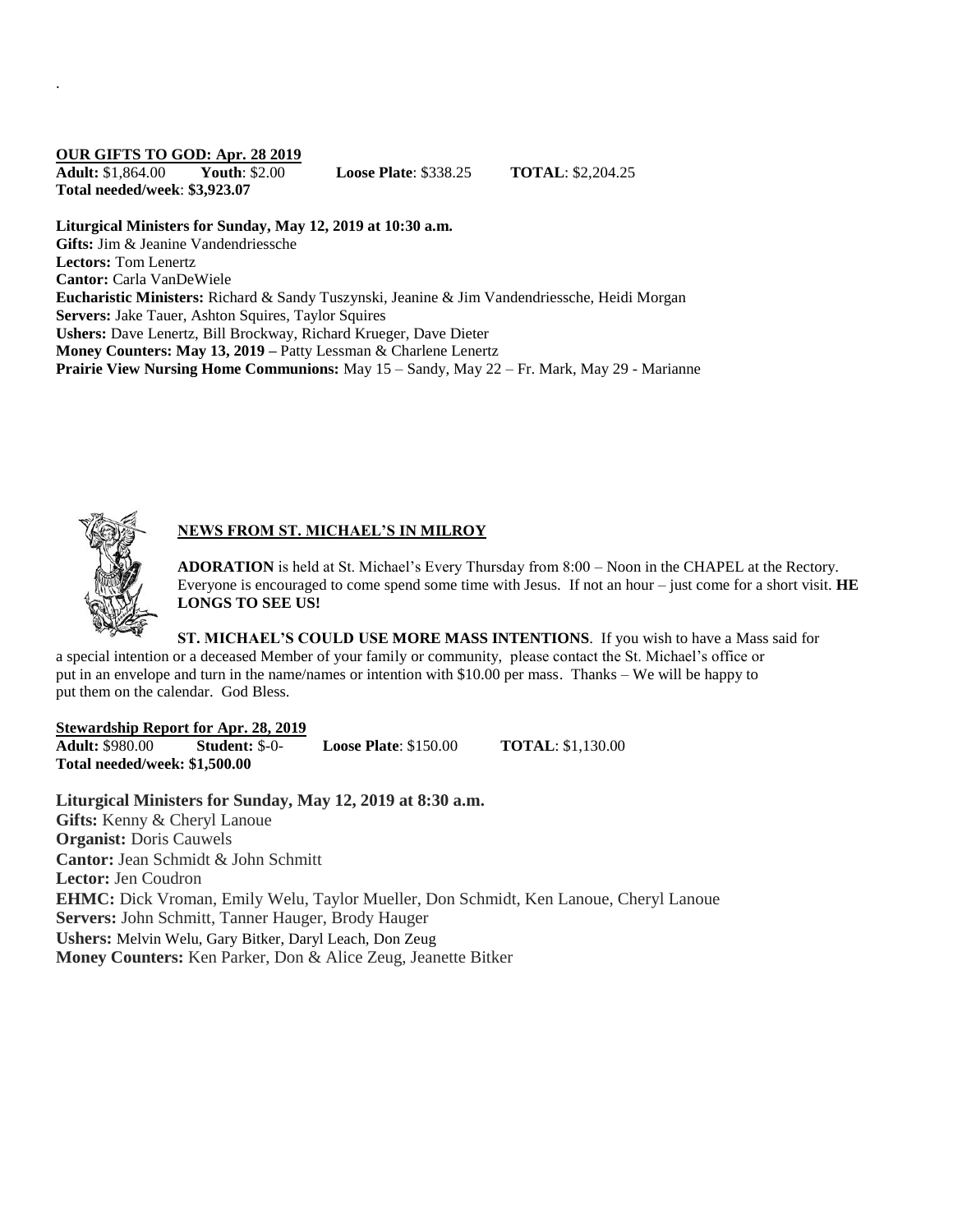**OUR GIFTS TO GOD: Apr. 28 2019**

**Adult:** $1,864.00 **Youth**: $2.00 **Loose Plate**: $338.25 **TOTAL**: $2,204.25

**Total needed/week**: **$3,923.07**

**Liturgical Ministers for Sunday, May 12, 2019 at 10:30 a.m.**

**Gifts:** Jim & Jeanine Vandendriessche
**Lectors:** Tom Lenertz
**Cantor:** Carla VanDeWiele
**Eucharistic Ministers:** Richard & Sandy Tuszynski, Jeanine & Jim Vandendriessche, Heidi Morgan
**Servers:** Jake Tauer, Ashton Squires, Taylor Squires
**Ushers:** Dave Lenertz, Bill Brockway, Richard Krueger, Dave Dieter
**Money Counters: May 13, 2019 –** Patty Lessman & Charlene Lenertz
**Prairie View Nursing Home Communions:** May 15 – Sandy, May 22 – Fr. Mark, May 29 - Marianne

## NEWS FROM ST. MICHAEL'S IN MILROY

**ADORATION** is held at St. Michael's Every Thursday from 8:00 – Noon in the CHAPEL at the Rectory. Everyone is encouraged to come spend some time with Jesus. If not an hour – just come for a short visit. **HE LONGS TO SEE US!**

**ST. MICHAEL'S COULD USE MORE MASS INTENTIONS**. If you wish to have a Mass said for a special intention or a deceased Member of your family or community, please contact the St. Michael's office or put in an envelope and turn in the name/names or intention with $10.00 per mass. Thanks – We will be happy to put them on the calendar. God Bless.

**Stewardship Report for Apr. 28, 2019**

**Adult:** $980.00 **Student:** $-0- **Loose Plate**: $150.00 **TOTAL**: $1,130.00

**Total needed/week: $1,500.00**

**Liturgical Ministers for Sunday, May 12, 2019 at 8:30 a.m.**

**Gifts:** Kenny & Cheryl Lanoue
**Organist:** Doris Cauwels
**Cantor:** Jean Schmidt & John Schmitt
**Lector:** Jen Coudron
**EHMC:** Dick Vroman, Emily Welu, Taylor Mueller, Don Schmidt, Ken Lanoue, Cheryl Lanoue
**Servers:** John Schmitt, Tanner Hauger, Brody Hauger
**Ushers:** Melvin Welu, Gary Bitker, Daryl Leach, Don Zeug
**Money Counters:** Ken Parker, Don & Alice Zeug, Jeanette Bitker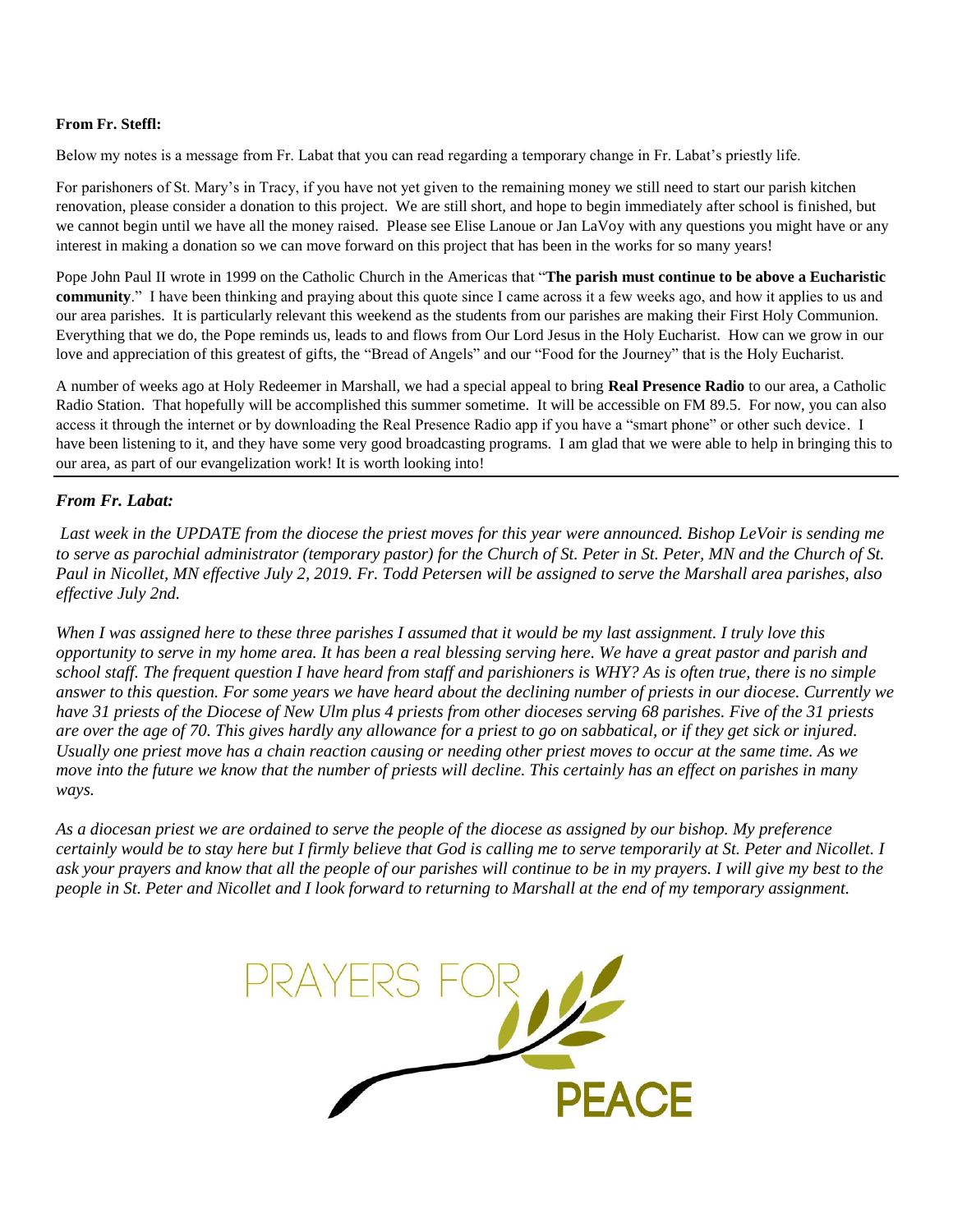**From Fr. Steffl:**

Below my notes is a message from Fr. Labat that you can read regarding a temporary change in Fr. Labat's priestly life.

For parishoners of St. Mary's in Tracy, if you have not yet given to the remaining money we still need to start our parish kitchen renovation, please consider a donation to this project. We are still short, and hope to begin immediately after school is finished, but we cannot begin until we have all the money raised. Please see Elise Lanoue or Jan LaVoy with any questions you might have or any interest in making a donation so we can move forward on this project that has been in the works for so many years!

Pope John Paul II wrote in 1999 on the Catholic Church in the Americas that "**The parish must continue to be above a Eucharistic community**." I have been thinking and praying about this quote since I came across it a few weeks ago, and how it applies to us and our area parishes. It is particularly relevant this weekend as the students from our parishes are making their First Holy Communion. Everything that we do, the Pope reminds us, leads to and flows from Our Lord Jesus in the Holy Eucharist. How can we grow in our love and appreciation of this greatest of gifts, the "Bread of Angels" and our "Food for the Journey" that is the Holy Eucharist.

A number of weeks ago at Holy Redeemer in Marshall, we had a special appeal to bring **Real Presence Radio** to our area, a Catholic Radio Station. That hopefully will be accomplished this summer sometime. It will be accessible on FM 89.5. For now, you can also access it through the internet or by downloading the Real Presence Radio app if you have a "smart phone" or other such device. I have been listening to it, and they have some very good broadcasting programs. I am glad that we were able to help in bringing this to our area, as part of our evangelization work! It is worth looking into!

***From Fr. Labat:***

*Last week in the UPDATE from the diocese the priest moves for this year were announced. Bishop LeVoir is sending me to serve as parochial administrator (temporary pastor) for the Church of St. Peter in St. Peter, MN and the Church of St. Paul in Nicollet, MN effective July 2, 2019. Fr. Todd Petersen will be assigned to serve the Marshall area parishes, also effective July 2nd.*

*When I was assigned here to these three parishes I assumed that it would be my last assignment. I truly love this opportunity to serve in my home area. It has been a real blessing serving here. We have a great pastor and parish and school staff. The frequent question I have heard from staff and parishioners is WHY? As is often true, there is no simple answer to this question. For some years we have heard about the declining number of priests in our diocese. Currently we have 31 priests of the Diocese of New Ulm plus 4 priests from other dioceses serving 68 parishes. Five of the 31 priests are over the age of 70. This gives hardly any allowance for a priest to go on sabbatical, or if they get sick or injured. Usually one priest move has a chain reaction causing or needing other priest moves to occur at the same time. As we move into the future we know that the number of priests will decline. This certainly has an effect on parishes in many ways.*

*As a diocesan priest we are ordained to serve the people of the diocese as assigned by our bishop. My preference certainly would be to stay here but I firmly believe that God is calling me to serve temporarily at St. Peter and Nicollet. I ask your prayers and know that all the people of our parishes will continue to be in my prayers. I will give my best to the people in St. Peter and Nicollet and I look forward to returning to Marshall at the end of my temporary assignment.*

PRAYERS FOR PEACE